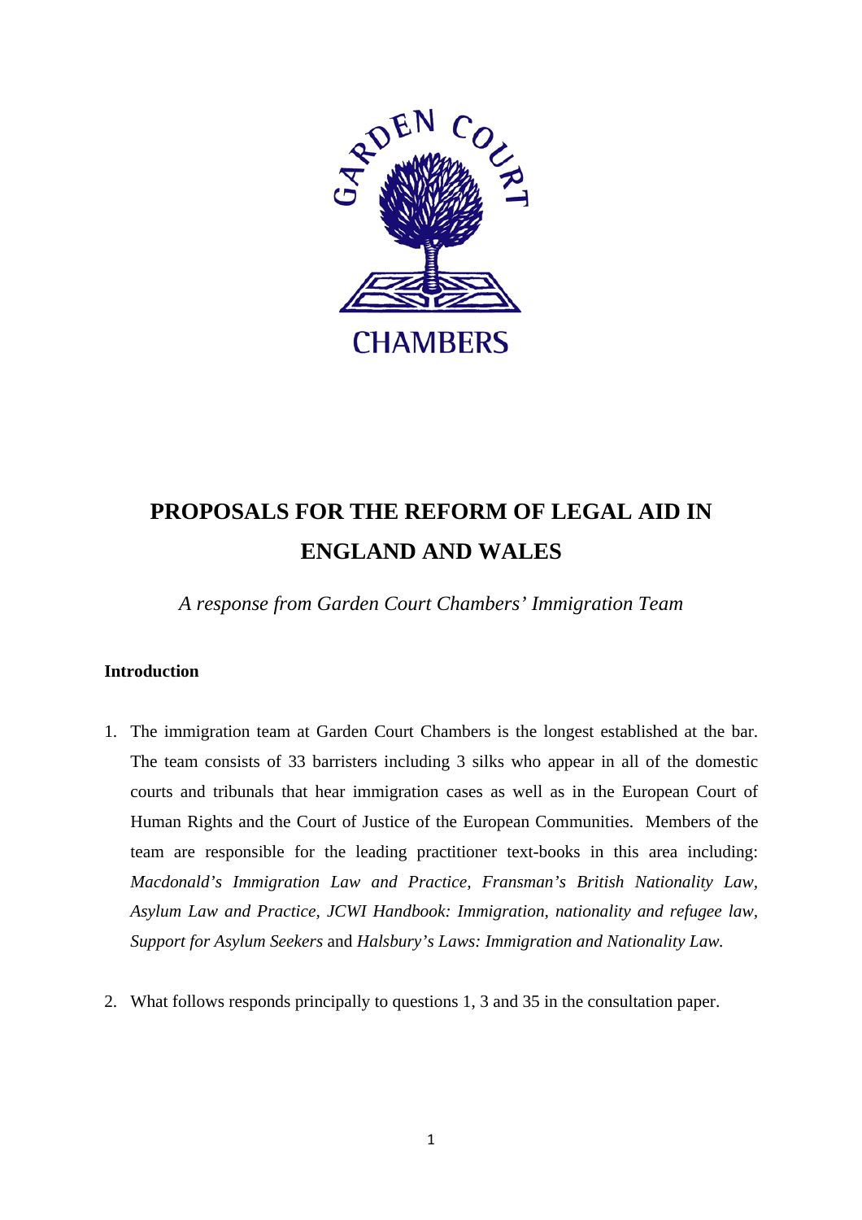# PROPOSALS FOR THE REFORM OF LEGAL AID IN ENGLAND AND WALES

*A response from Garden Court Chambers' Immigration Team*

## Introduction

1. The immigration team at Garden Court Chambers is the longest established at the bar. The team consists of 33 barristers including 3 silks who appear in all of the domestic courts and tribunals that hear immigration cases as well as in the European Court of Human Rights and the Court of Justice of the European Communities. Members of the team are responsible for the leading practitioner text-books in this area including: *Macdonald's Immigration Law and Practice*, *Fransman's British Nationality Law*, *Asylum Law and Practice*, *JCWI Handbook: Immigration, nationality and refugee law*, *Support for Asylum Seekers* and *Halsbury's Laws: Immigration and Nationality Law*.

2. What follows responds principally to questions 1, 3 and 35 in the consultation paper.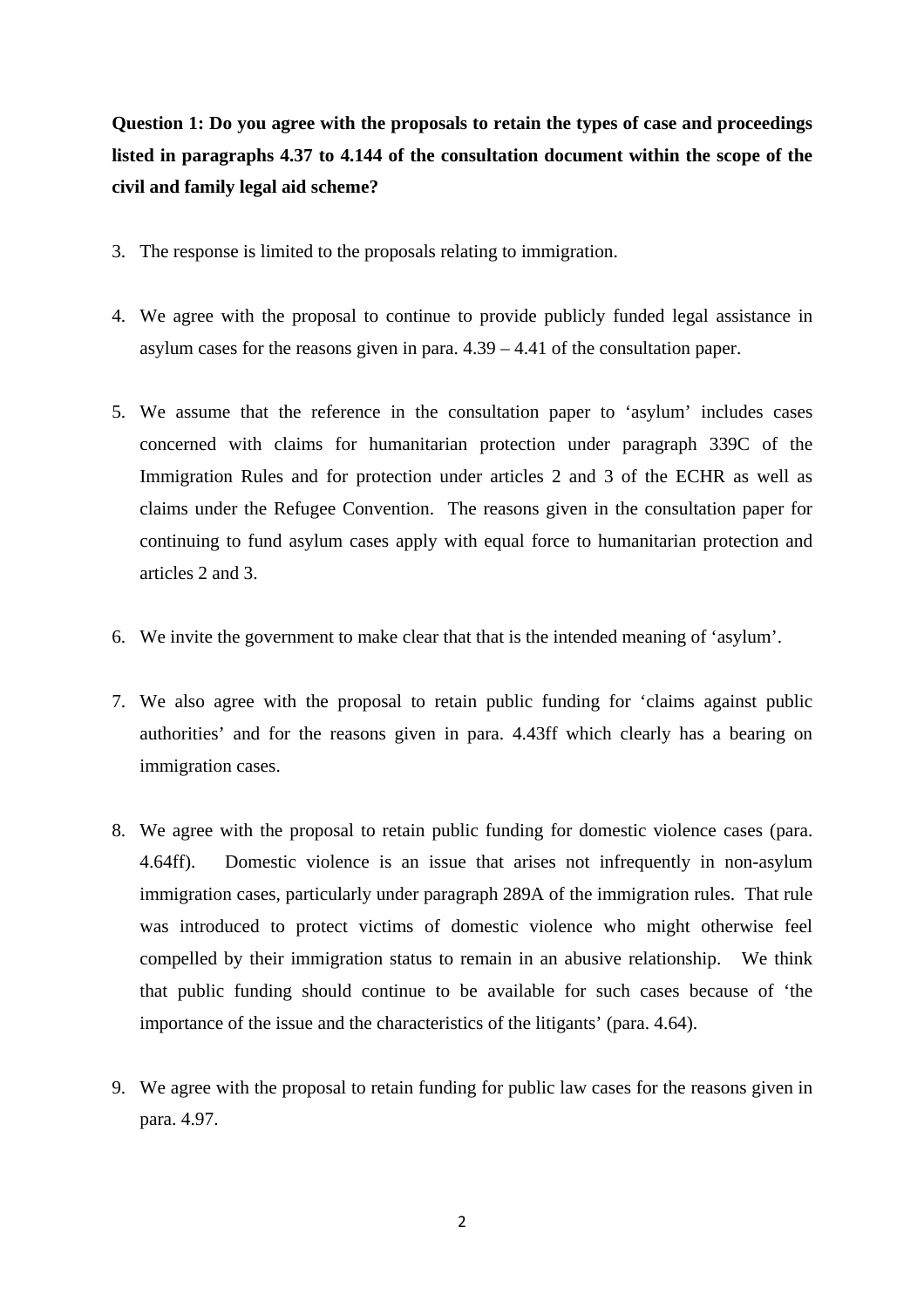**Question 1: Do you agree with the proposals to retain the types of case and proceedings listed in paragraphs 4.37 to 4.144 of the consultation document within the scope of the civil and family legal aid scheme?**

3. The response is limited to the proposals relating to immigration.

4. We agree with the proposal to continue to provide publicly funded legal assistance in asylum cases for the reasons given in para. 4.39 – 4.41 of the consultation paper.

5. We assume that the reference in the consultation paper to 'asylum' includes cases concerned with claims for humanitarian protection under paragraph 339C of the Immigration Rules and for protection under articles 2 and 3 of the ECHR as well as claims under the Refugee Convention. The reasons given in the consultation paper for continuing to fund asylum cases apply with equal force to humanitarian protection and articles 2 and 3.

6. We invite the government to make clear that that is the intended meaning of 'asylum'.

7. We also agree with the proposal to retain public funding for 'claims against public authorities' and for the reasons given in para. 4.43ff which clearly has a bearing on immigration cases.

8. We agree with the proposal to retain public funding for domestic violence cases (para. 4.64ff). Domestic violence is an issue that arises not infrequently in non-asylum immigration cases, particularly under paragraph 289A of the immigration rules. That rule was introduced to protect victims of domestic violence who might otherwise feel compelled by their immigration status to remain in an abusive relationship. We think that public funding should continue to be available for such cases because of 'the importance of the issue and the characteristics of the litigants' (para. 4.64).

9. We agree with the proposal to retain funding for public law cases for the reasons given in para. 4.97.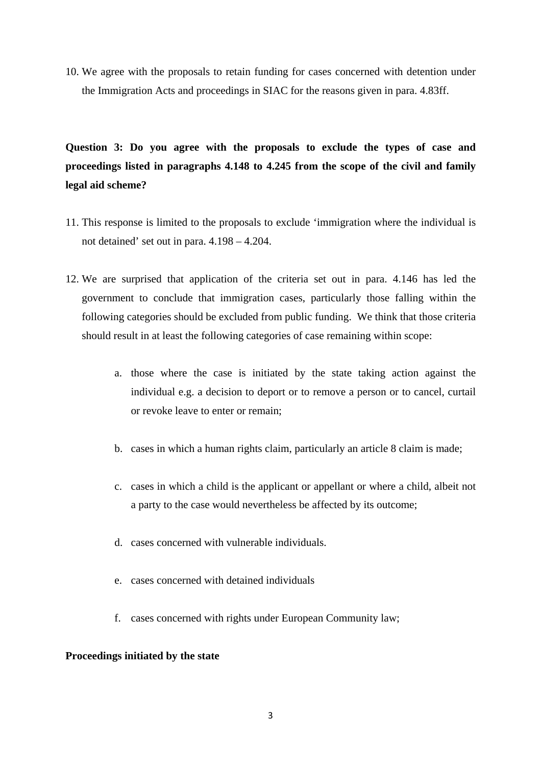10. We agree with the proposals to retain funding for cases concerned with detention under the Immigration Acts and proceedings in SIAC for the reasons given in para. 4.83ff.

**Question 3: Do you agree with the proposals to exclude the types of case and proceedings listed in paragraphs 4.148 to 4.245 from the scope of the civil and family legal aid scheme?**

11. This response is limited to the proposals to exclude 'immigration where the individual is not detained' set out in para. 4.198 – 4.204.

12. We are surprised that application of the criteria set out in para. 4.146 has led the government to conclude that immigration cases, particularly those falling within the following categories should be excluded from public funding. We think that those criteria should result in at least the following categories of case remaining within scope:

    a. those where the case is initiated by the state taking action against the individual e.g. a decision to deport or to remove a person or to cancel, curtail or revoke leave to enter or remain;

    b. cases in which a human rights claim, particularly an article 8 claim is made;

    c. cases in which a child is the applicant or appellant or where a child, albeit not a party to the case would nevertheless be affected by its outcome;

    d. cases concerned with vulnerable individuals.

    e. cases concerned with detained individuals

    f. cases concerned with rights under European Community law;

**Proceedings initiated by the state**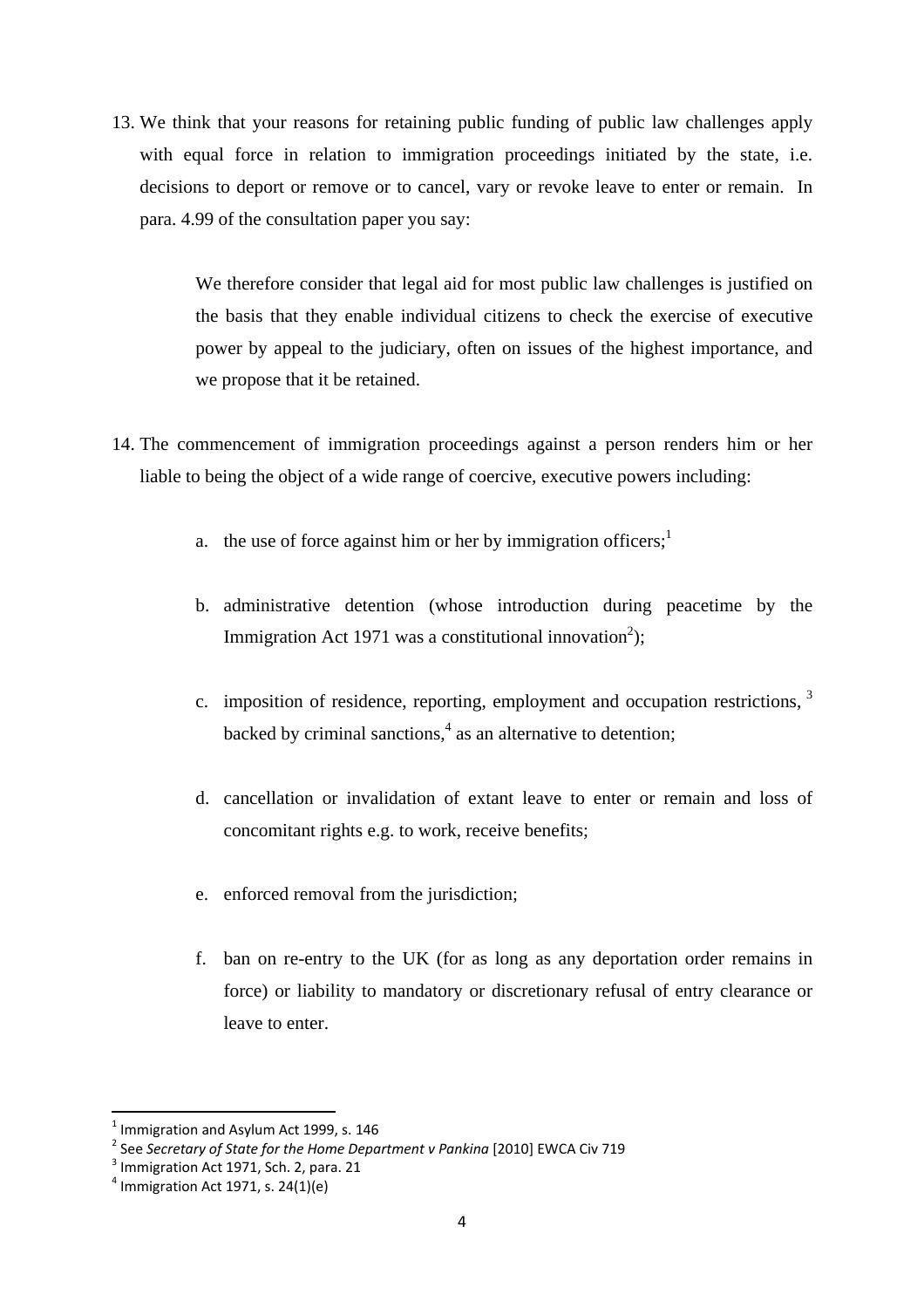13. We think that your reasons for retaining public funding of public law challenges apply with equal force in relation to immigration proceedings initiated by the state, i.e. decisions to deport or remove or to cancel, vary or revoke leave to enter or remain. In para. 4.99 of the consultation paper you say:

> We therefore consider that legal aid for most public law challenges is justified on the basis that they enable individual citizens to check the exercise of executive power by appeal to the judiciary, often on issues of the highest importance, and we propose that it be retained.

14. The commencement of immigration proceedings against a person renders him or her liable to being the object of a wide range of coercive, executive powers including:

    a. the use of force against him or her by immigration officers;[1]

    b. administrative detention (whose introduction during peacetime by the Immigration Act 1971 was a constitutional innovation[2]);

    c. imposition of residence, reporting, employment and occupation restrictions, [3] backed by criminal sanctions,[4] as an alternative to detention;

    d. cancellation or invalidation of extant leave to enter or remain and loss of concomitant rights e.g. to work, receive benefits;

    e. enforced removal from the jurisdiction;

    f. ban on re-entry to the UK (for as long as any deportation order remains in force) or liability to mandatory or discretionary refusal of entry clearance or leave to enter.

---

[1] Immigration and Asylum Act 1999, s. 146
[2] See *Secretary of State for the Home Department v Pankina* [2010] EWCA Civ 719
[3] Immigration Act 1971, Sch. 2, para. 21
[4] Immigration Act 1971, s. 24(1)(e)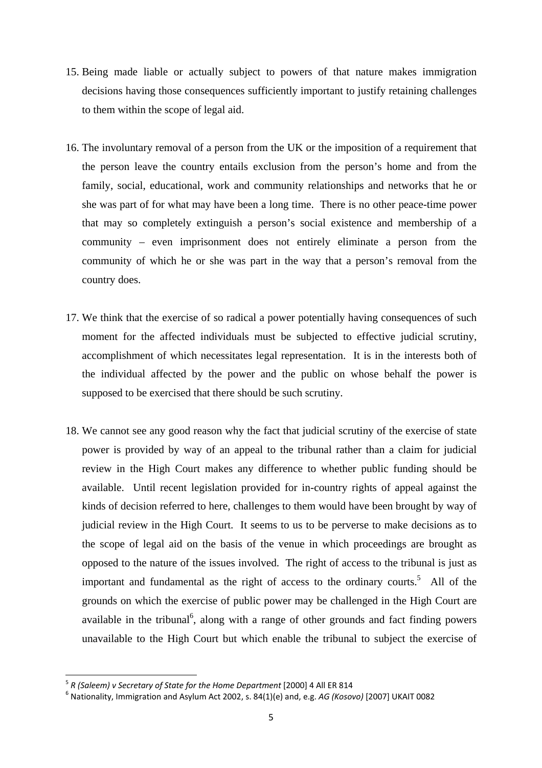15. Being made liable or actually subject to powers of that nature makes immigration decisions having those consequences sufficiently important to justify retaining challenges to them within the scope of legal aid.

16. The involuntary removal of a person from the UK or the imposition of a requirement that the person leave the country entails exclusion from the person's home and from the family, social, educational, work and community relationships and networks that he or she was part of for what may have been a long time. There is no other peace-time power that may so completely extinguish a person's social existence and membership of a community – even imprisonment does not entirely eliminate a person from the community of which he or she was part in the way that a person's removal from the country does.

17. We think that the exercise of so radical a power potentially having consequences of such moment for the affected individuals must be subjected to effective judicial scrutiny, accomplishment of which necessitates legal representation. It is in the interests both of the individual affected by the power and the public on whose behalf the power is supposed to be exercised that there should be such scrutiny.

18. We cannot see any good reason why the fact that judicial scrutiny of the exercise of state power is provided by way of an appeal to the tribunal rather than a claim for judicial review in the High Court makes any difference to whether public funding should be available. Until recent legislation provided for in-country rights of appeal against the kinds of decision referred to here, challenges to them would have been brought by way of judicial review in the High Court. It seems to us to be perverse to make decisions as to the scope of legal aid on the basis of the venue in which proceedings are brought as opposed to the nature of the issues involved. The right of access to the tribunal is just as important and fundamental as the right of access to the ordinary courts.[5] All of the grounds on which the exercise of public power may be challenged in the High Court are available in the tribunal[6], along with a range of other grounds and fact finding powers unavailable to the High Court but which enable the tribunal to subject the exercise of

---

[5] *R (Saleem) v Secretary of State for the Home Department* [2000] 4 All ER 814

[6] Nationality, Immigration and Asylum Act 2002, s. 84(1)(e) and, e.g. *AG (Kosovo)* [2007] UKAIT 0082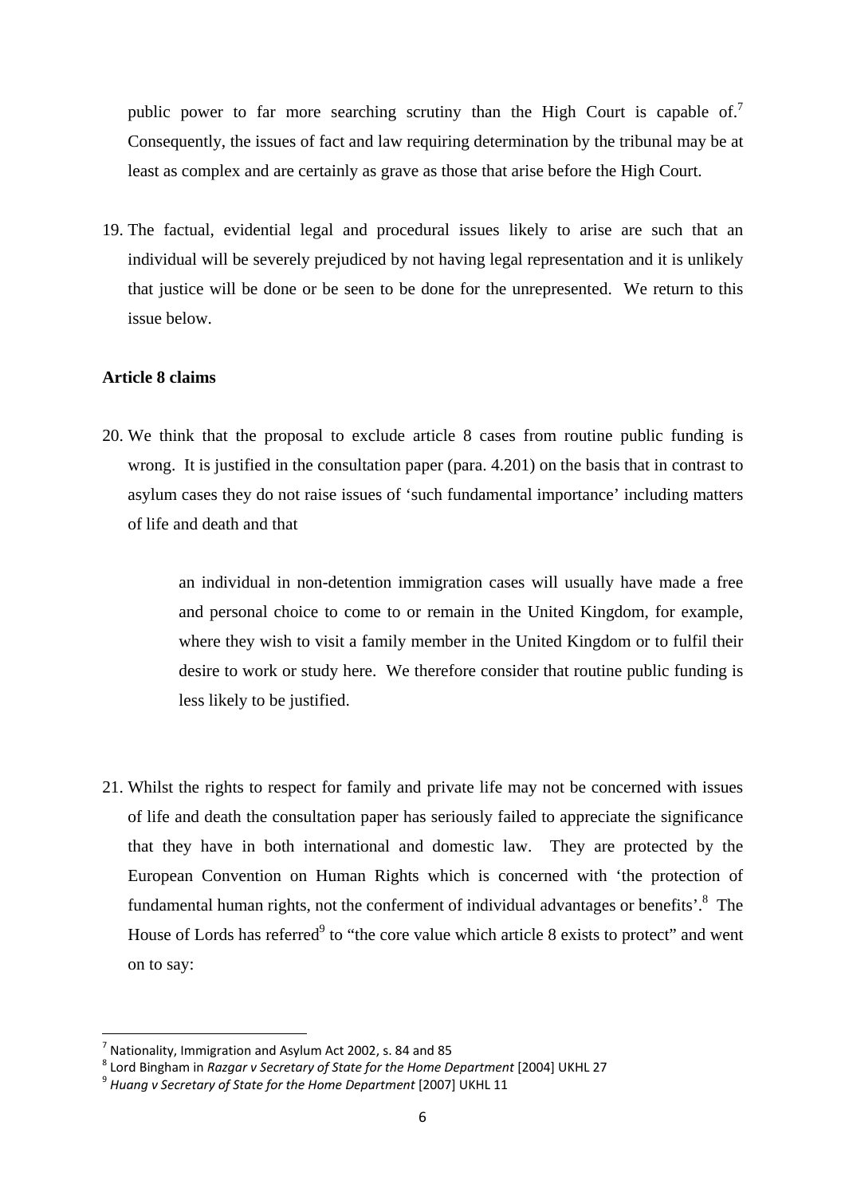public power to far more searching scrutiny than the High Court is capable of.[7] Consequently, the issues of fact and law requiring determination by the tribunal may be at least as complex and are certainly as grave as those that arise before the High Court.

19. The factual, evidential legal and procedural issues likely to arise are such that an individual will be severely prejudiced by not having legal representation and it is unlikely that justice will be done or be seen to be done for the unrepresented. We return to this issue below.

**Article 8 claims**

20. We think that the proposal to exclude article 8 cases from routine public funding is wrong. It is justified in the consultation paper (para. 4.201) on the basis that in contrast to asylum cases they do not raise issues of 'such fundamental importance' including matters of life and death and that

> an individual in non-detention immigration cases will usually have made a free and personal choice to come to or remain in the United Kingdom, for example, where they wish to visit a family member in the United Kingdom or to fulfil their desire to work or study here. We therefore consider that routine public funding is less likely to be justified.

21. Whilst the rights to respect for family and private life may not be concerned with issues of life and death the consultation paper has seriously failed to appreciate the significance that they have in both international and domestic law. They are protected by the European Convention on Human Rights which is concerned with 'the protection of fundamental human rights, not the conferment of individual advantages or benefits'.[8] The House of Lords has referred[9] to "the core value which article 8 exists to protect" and went on to say:

---

[7] Nationality, Immigration and Asylum Act 2002, s. 84 and 85

[8] Lord Bingham in *Razgar v Secretary of State for the Home Department* [2004] UKHL 27

[9] *Huang v Secretary of State for the Home Department* [2007] UKHL 11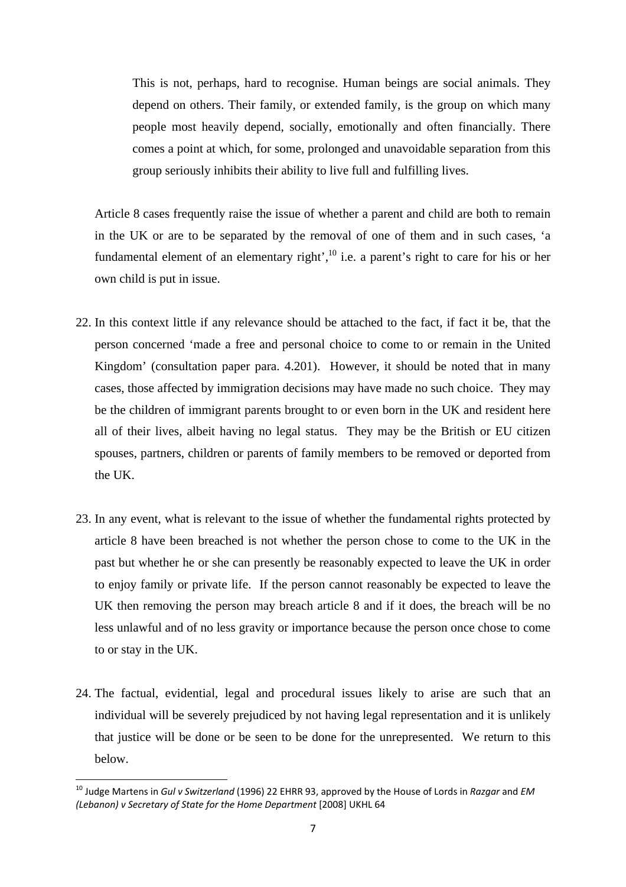> This is not, perhaps, hard to recognise. Human beings are social animals. They depend on others. Their family, or extended family, is the group on which many people most heavily depend, socially, emotionally and often financially. There comes a point at which, for some, prolonged and unavoidable separation from this group seriously inhibits their ability to live full and fulfilling lives.

Article 8 cases frequently raise the issue of whether a parent and child are both to remain in the UK or are to be separated by the removal of one of them and in such cases, 'a fundamental element of an elementary right',[10] i.e. a parent's right to care for his or her own child is put in issue.

22. In this context little if any relevance should be attached to the fact, if fact it be, that the person concerned 'made a free and personal choice to come to or remain in the United Kingdom' (consultation paper para. 4.201). However, it should be noted that in many cases, those affected by immigration decisions may have made no such choice. They may be the children of immigrant parents brought to or even born in the UK and resident here all of their lives, albeit having no legal status. They may be the British or EU citizen spouses, partners, children or parents of family members to be removed or deported from the UK.

23. In any event, what is relevant to the issue of whether the fundamental rights protected by article 8 have been breached is not whether the person chose to come to the UK in the past but whether he or she can presently be reasonably expected to leave the UK in order to enjoy family or private life. If the person cannot reasonably be expected to leave the UK then removing the person may breach article 8 and if it does, the breach will be no less unlawful and of no less gravity or importance because the person once chose to come to or stay in the UK.

24. The factual, evidential, legal and procedural issues likely to arise are such that an individual will be severely prejudiced by not having legal representation and it is unlikely that justice will be done or be seen to be done for the unrepresented. We return to this below.

---

[10] Judge Martens in *Gul v Switzerland* (1996) 22 EHRR 93, approved by the House of Lords in *Razgar* and *EM (Lebanon) v Secretary of State for the Home Department* [2008] UKHL 64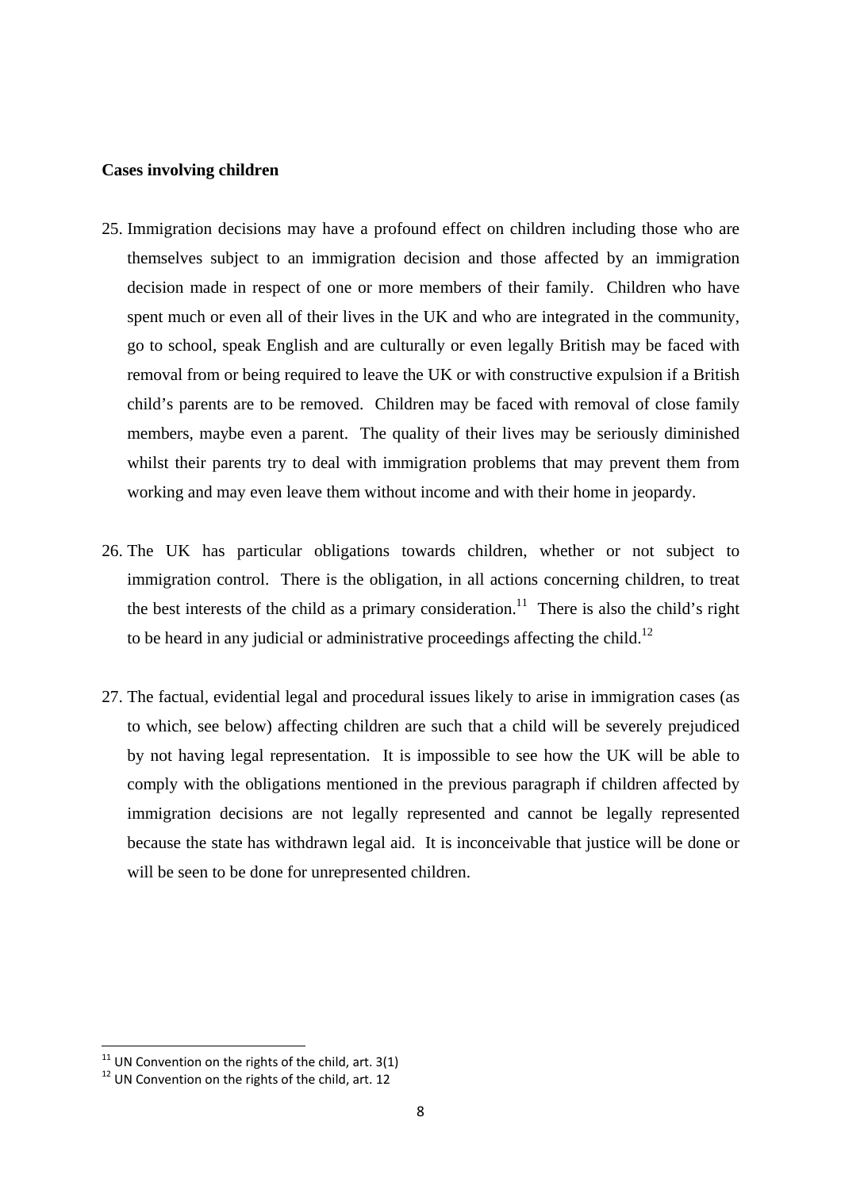**Cases involving children**

25. Immigration decisions may have a profound effect on children including those who are themselves subject to an immigration decision and those affected by an immigration decision made in respect of one or more members of their family. Children who have spent much or even all of their lives in the UK and who are integrated in the community, go to school, speak English and are culturally or even legally British may be faced with removal from or being required to leave the UK or with constructive expulsion if a British child's parents are to be removed. Children may be faced with removal of close family members, maybe even a parent. The quality of their lives may be seriously diminished whilst their parents try to deal with immigration problems that may prevent them from working and may even leave them without income and with their home in jeopardy.

26. The UK has particular obligations towards children, whether or not subject to immigration control. There is the obligation, in all actions concerning children, to treat the best interests of the child as a primary consideration.[11] There is also the child's right to be heard in any judicial or administrative proceedings affecting the child.[12]

27. The factual, evidential legal and procedural issues likely to arise in immigration cases (as to which, see below) affecting children are such that a child will be severely prejudiced by not having legal representation. It is impossible to see how the UK will be able to comply with the obligations mentioned in the previous paragraph if children affected by immigration decisions are not legally represented and cannot be legally represented because the state has withdrawn legal aid. It is inconceivable that justice will be done or will be seen to be done for unrepresented children.

[11] UN Convention on the rights of the child, art. 3(1)
[12] UN Convention on the rights of the child, art. 12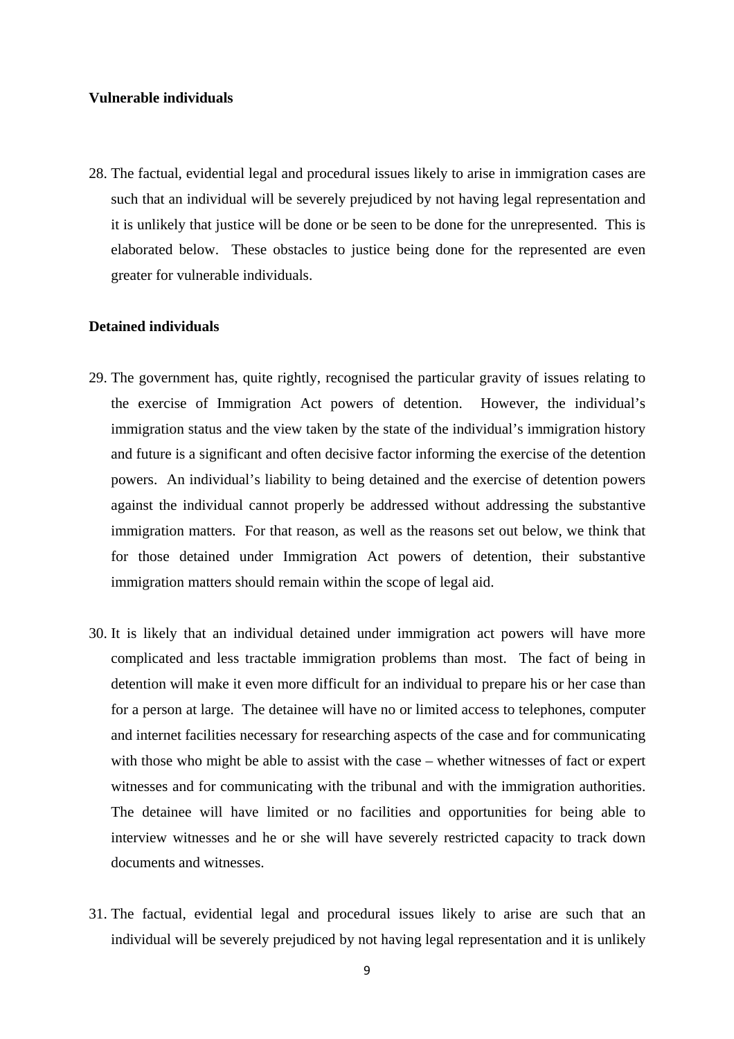**Vulnerable individuals**

28. The factual, evidential legal and procedural issues likely to arise in immigration cases are such that an individual will be severely prejudiced by not having legal representation and it is unlikely that justice will be done or be seen to be done for the unrepresented. This is elaborated below. These obstacles to justice being done for the represented are even greater for vulnerable individuals.

**Detained individuals**

29. The government has, quite rightly, recognised the particular gravity of issues relating to the exercise of Immigration Act powers of detention. However, the individual's immigration status and the view taken by the state of the individual's immigration history and future is a significant and often decisive factor informing the exercise of the detention powers. An individual's liability to being detained and the exercise of detention powers against the individual cannot properly be addressed without addressing the substantive immigration matters. For that reason, as well as the reasons set out below, we think that for those detained under Immigration Act powers of detention, their substantive immigration matters should remain within the scope of legal aid.

30. It is likely that an individual detained under immigration act powers will have more complicated and less tractable immigration problems than most. The fact of being in detention will make it even more difficult for an individual to prepare his or her case than for a person at large. The detainee will have no or limited access to telephones, computer and internet facilities necessary for researching aspects of the case and for communicating with those who might be able to assist with the case – whether witnesses of fact or expert witnesses and for communicating with the tribunal and with the immigration authorities. The detainee will have limited or no facilities and opportunities for being able to interview witnesses and he or she will have severely restricted capacity to track down documents and witnesses.

31. The factual, evidential legal and procedural issues likely to arise are such that an individual will be severely prejudiced by not having legal representation and it is unlikely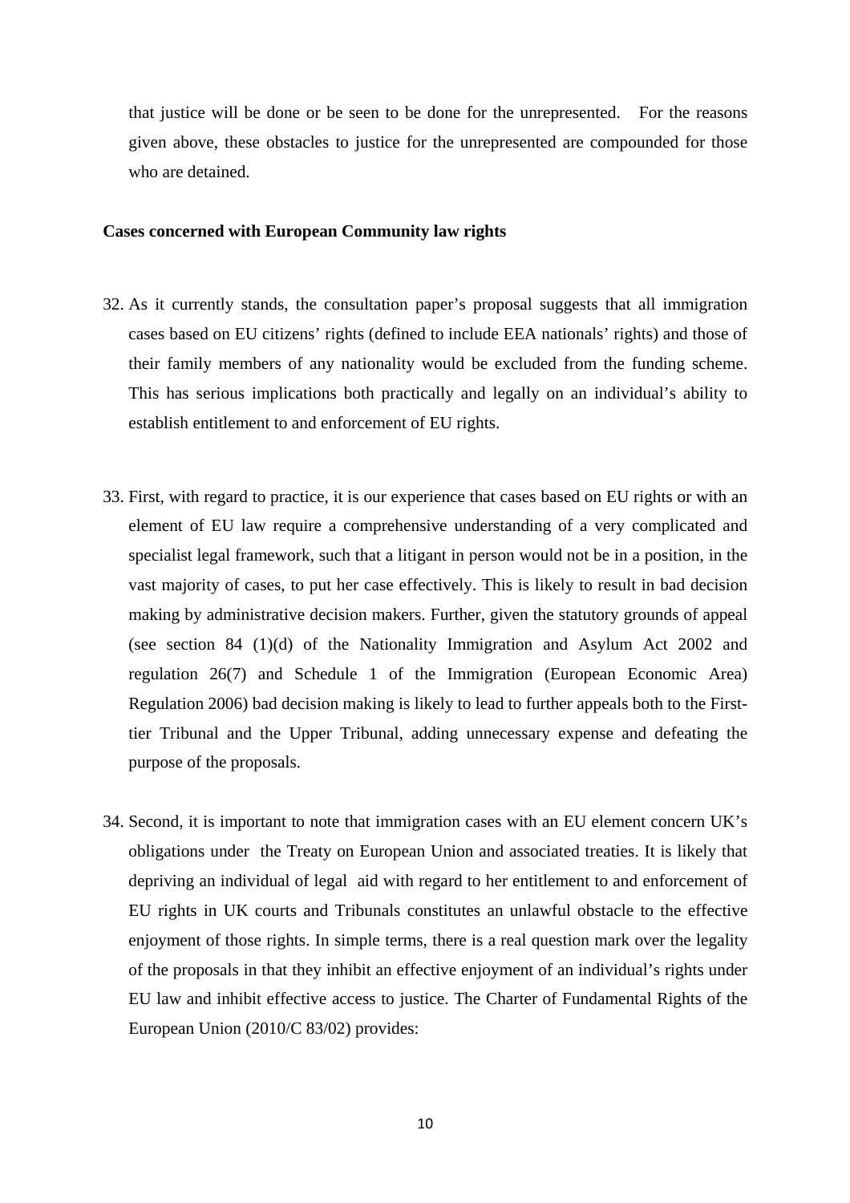that justice will be done or be seen to be done for the unrepresented. For the reasons given above, these obstacles to justice for the unrepresented are compounded for those who are detained.

**Cases concerned with European Community law rights**

32. As it currently stands, the consultation paper's proposal suggests that all immigration cases based on EU citizens' rights (defined to include EEA nationals' rights) and those of their family members of any nationality would be excluded from the funding scheme. This has serious implications both practically and legally on an individual's ability to establish entitlement to and enforcement of EU rights.

33. First, with regard to practice, it is our experience that cases based on EU rights or with an element of EU law require a comprehensive understanding of a very complicated and specialist legal framework, such that a litigant in person would not be in a position, in the vast majority of cases, to put her case effectively. This is likely to result in bad decision making by administrative decision makers. Further, given the statutory grounds of appeal (see section 84 (1)(d) of the Nationality Immigration and Asylum Act 2002 and regulation 26(7) and Schedule 1 of the Immigration (European Economic Area) Regulation 2006) bad decision making is likely to lead to further appeals both to the First-tier Tribunal and the Upper Tribunal, adding unnecessary expense and defeating the purpose of the proposals.

34. Second, it is important to note that immigration cases with an EU element concern UK's obligations under the Treaty on European Union and associated treaties. It is likely that depriving an individual of legal aid with regard to her entitlement to and enforcement of EU rights in UK courts and Tribunals constitutes an unlawful obstacle to the effective enjoyment of those rights. In simple terms, there is a real question mark over the legality of the proposals in that they inhibit an effective enjoyment of an individual's rights under EU law and inhibit effective access to justice. The Charter of Fundamental Rights of the European Union (2010/C 83/02) provides: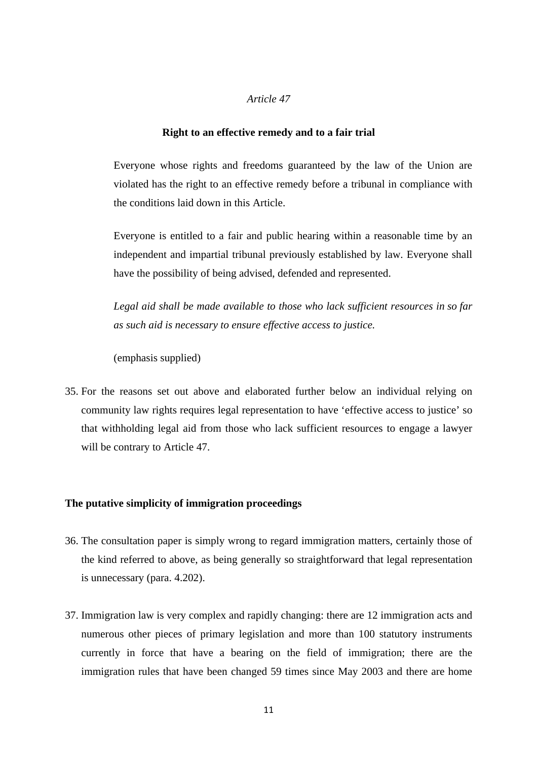*Article 47*

**Right to an effective remedy and to a fair trial**

> Everyone whose rights and freedoms guaranteed by the law of the Union are violated has the right to an effective remedy before a tribunal in compliance with the conditions laid down in this Article.
>
> Everyone is entitled to a fair and public hearing within a reasonable time by an independent and impartial tribunal previously established by law. Everyone shall have the possibility of being advised, defended and represented.
>
> *Legal aid shall be made available to those who lack sufficient resources in so far as such aid is necessary to ensure effective access to justice.*
>
> (emphasis supplied)

35. For the reasons set out above and elaborated further below an individual relying on community law rights requires legal representation to have 'effective access to justice' so that withholding legal aid from those who lack sufficient resources to engage a lawyer will be contrary to Article 47.

**The putative simplicity of immigration proceedings**

36. The consultation paper is simply wrong to regard immigration matters, certainly those of the kind referred to above, as being generally so straightforward that legal representation is unnecessary (para. 4.202).

37. Immigration law is very complex and rapidly changing: there are 12 immigration acts and numerous other pieces of primary legislation and more than 100 statutory instruments currently in force that have a bearing on the field of immigration; there are the immigration rules that have been changed 59 times since May 2003 and there are home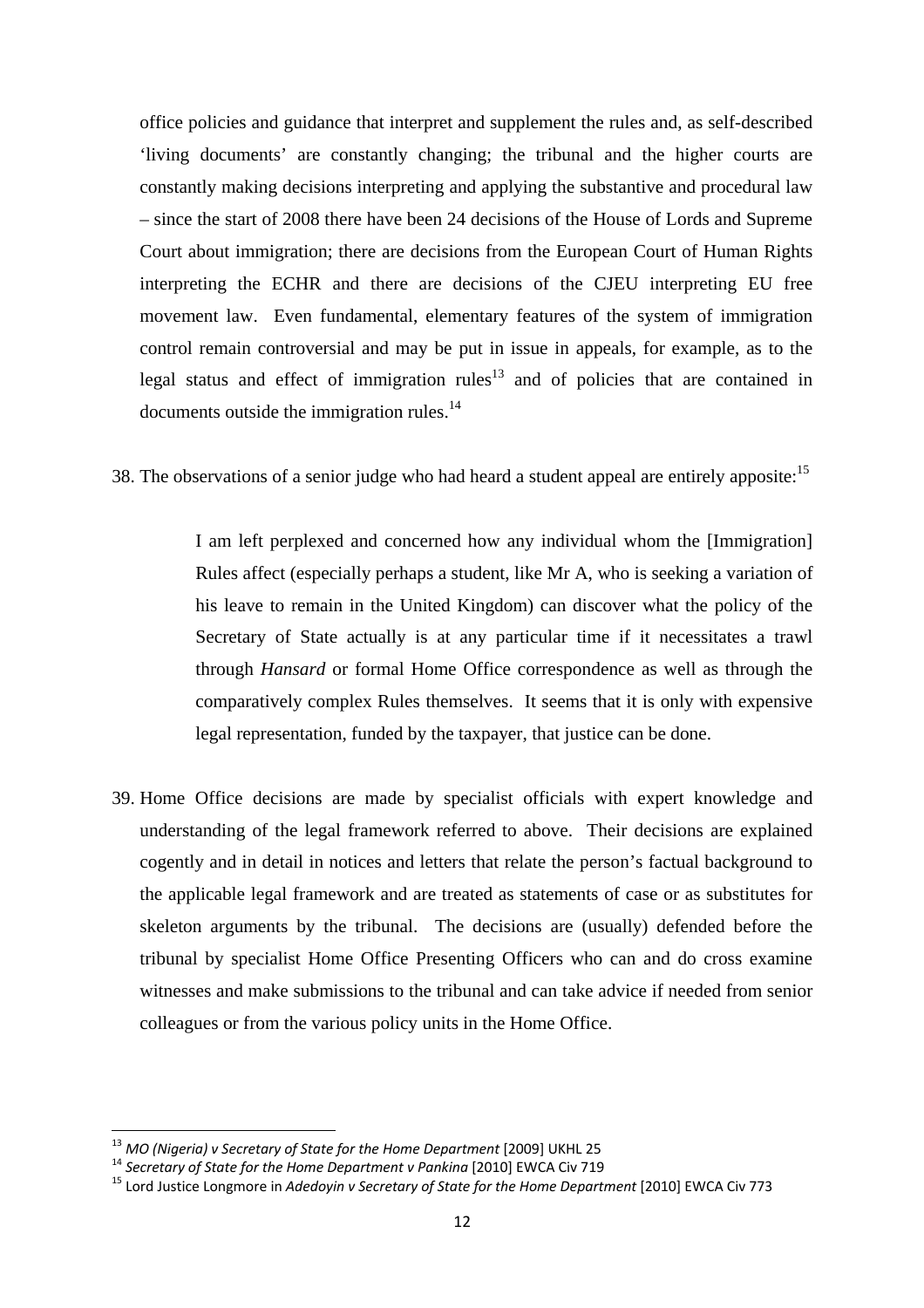office policies and guidance that interpret and supplement the rules and, as self-described 'living documents' are constantly changing; the tribunal and the higher courts are constantly making decisions interpreting and applying the substantive and procedural law – since the start of 2008 there have been 24 decisions of the House of Lords and Supreme Court about immigration; there are decisions from the European Court of Human Rights interpreting the ECHR and there are decisions of the CJEU interpreting EU free movement law. Even fundamental, elementary features of the system of immigration control remain controversial and may be put in issue in appeals, for example, as to the legal status and effect of immigration rules[13] and of policies that are contained in documents outside the immigration rules.[14]

38. The observations of a senior judge who had heard a student appeal are entirely apposite:[15]

> I am left perplexed and concerned how any individual whom the [Immigration] Rules affect (especially perhaps a student, like Mr A, who is seeking a variation of his leave to remain in the United Kingdom) can discover what the policy of the Secretary of State actually is at any particular time if it necessitates a trawl through *Hansard* or formal Home Office correspondence as well as through the comparatively complex Rules themselves. It seems that it is only with expensive legal representation, funded by the taxpayer, that justice can be done.

39. Home Office decisions are made by specialist officials with expert knowledge and understanding of the legal framework referred to above. Their decisions are explained cogently and in detail in notices and letters that relate the person's factual background to the applicable legal framework and are treated as statements of case or as substitutes for skeleton arguments by the tribunal. The decisions are (usually) defended before the tribunal by specialist Home Office Presenting Officers who can and do cross examine witnesses and make submissions to the tribunal and can take advice if needed from senior colleagues or from the various policy units in the Home Office.

---

[13] *MO (Nigeria) v Secretary of State for the Home Department* [2009] UKHL 25

[14] *Secretary of State for the Home Department v Pankina* [2010] EWCA Civ 719

[15] Lord Justice Longmore in *Adedoyin v Secretary of State for the Home Department* [2010] EWCA Civ 773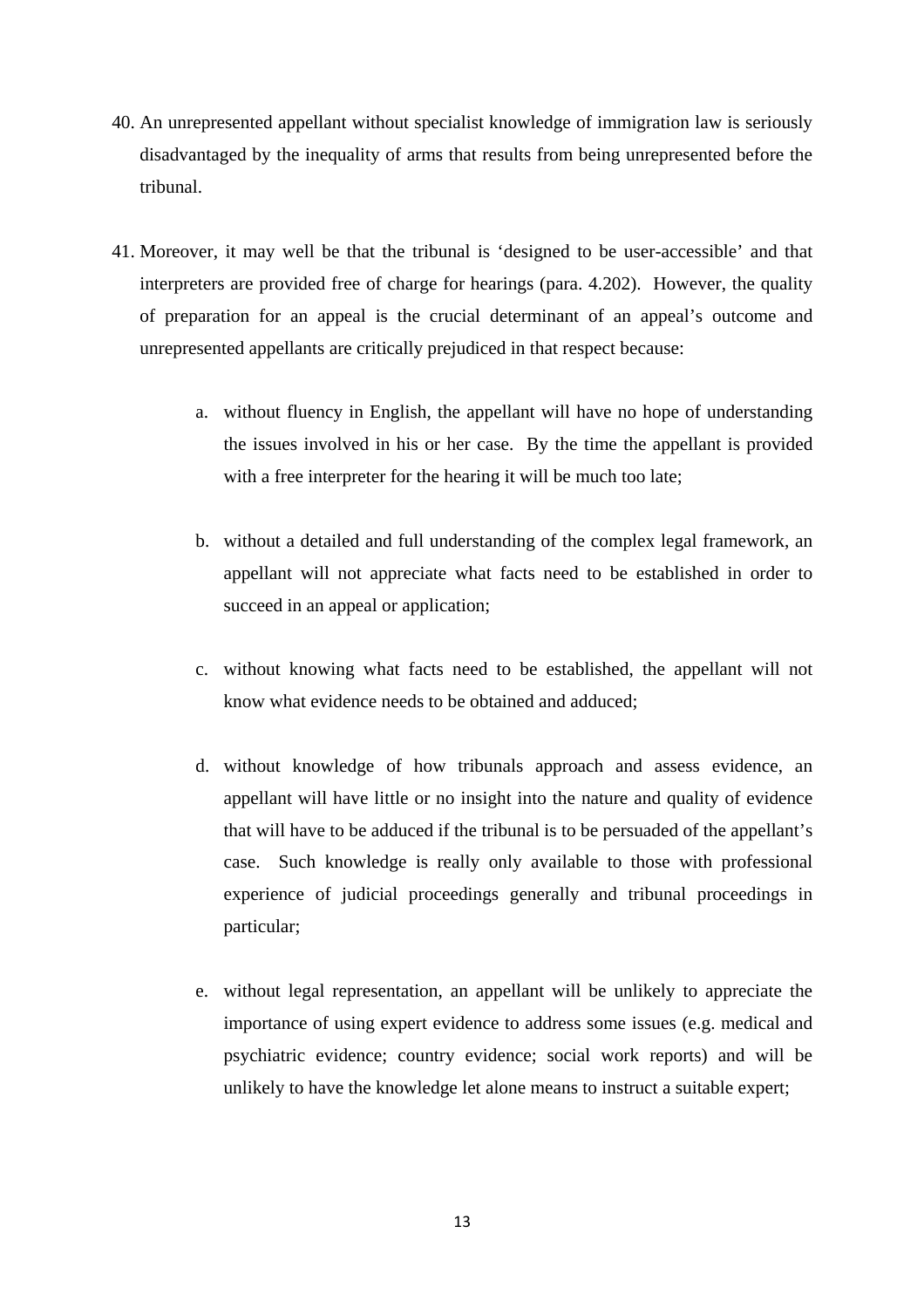40. An unrepresented appellant without specialist knowledge of immigration law is seriously disadvantaged by the inequality of arms that results from being unrepresented before the tribunal.

41. Moreover, it may well be that the tribunal is 'designed to be user-accessible' and that interpreters are provided free of charge for hearings (para. 4.202). However, the quality of preparation for an appeal is the crucial determinant of an appeal's outcome and unrepresented appellants are critically prejudiced in that respect because:

    a. without fluency in English, the appellant will have no hope of understanding the issues involved in his or her case. By the time the appellant is provided with a free interpreter for the hearing it will be much too late;

    b. without a detailed and full understanding of the complex legal framework, an appellant will not appreciate what facts need to be established in order to succeed in an appeal or application;

    c. without knowing what facts need to be established, the appellant will not know what evidence needs to be obtained and adduced;

    d. without knowledge of how tribunals approach and assess evidence, an appellant will have little or no insight into the nature and quality of evidence that will have to be adduced if the tribunal is to be persuaded of the appellant's case. Such knowledge is really only available to those with professional experience of judicial proceedings generally and tribunal proceedings in particular;

    e. without legal representation, an appellant will be unlikely to appreciate the importance of using expert evidence to address some issues (e.g. medical and psychiatric evidence; country evidence; social work reports) and will be unlikely to have the knowledge let alone means to instruct a suitable expert;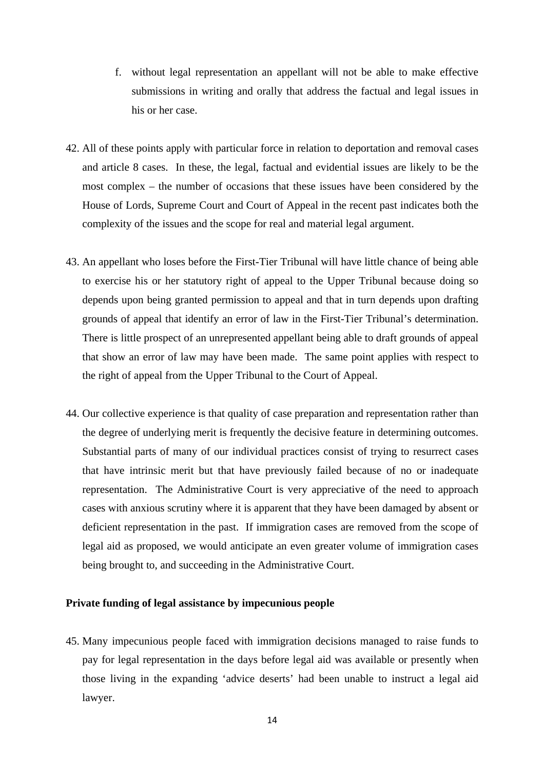f. without legal representation an appellant will not be able to make effective submissions in writing and orally that address the factual and legal issues in his or her case.

42. All of these points apply with particular force in relation to deportation and removal cases and article 8 cases. In these, the legal, factual and evidential issues are likely to be the most complex – the number of occasions that these issues have been considered by the House of Lords, Supreme Court and Court of Appeal in the recent past indicates both the complexity of the issues and the scope for real and material legal argument.

43. An appellant who loses before the First-Tier Tribunal will have little chance of being able to exercise his or her statutory right of appeal to the Upper Tribunal because doing so depends upon being granted permission to appeal and that in turn depends upon drafting grounds of appeal that identify an error of law in the First-Tier Tribunal's determination. There is little prospect of an unrepresented appellant being able to draft grounds of appeal that show an error of law may have been made. The same point applies with respect to the right of appeal from the Upper Tribunal to the Court of Appeal.

44. Our collective experience is that quality of case preparation and representation rather than the degree of underlying merit is frequently the decisive feature in determining outcomes. Substantial parts of many of our individual practices consist of trying to resurrect cases that have intrinsic merit but that have previously failed because of no or inadequate representation. The Administrative Court is very appreciative of the need to approach cases with anxious scrutiny where it is apparent that they have been damaged by absent or deficient representation in the past. If immigration cases are removed from the scope of legal aid as proposed, we would anticipate an even greater volume of immigration cases being brought to, and succeeding in the Administrative Court.

**Private funding of legal assistance by impecunious people**

45. Many impecunious people faced with immigration decisions managed to raise funds to pay for legal representation in the days before legal aid was available or presently when those living in the expanding 'advice deserts' had been unable to instruct a legal aid lawyer.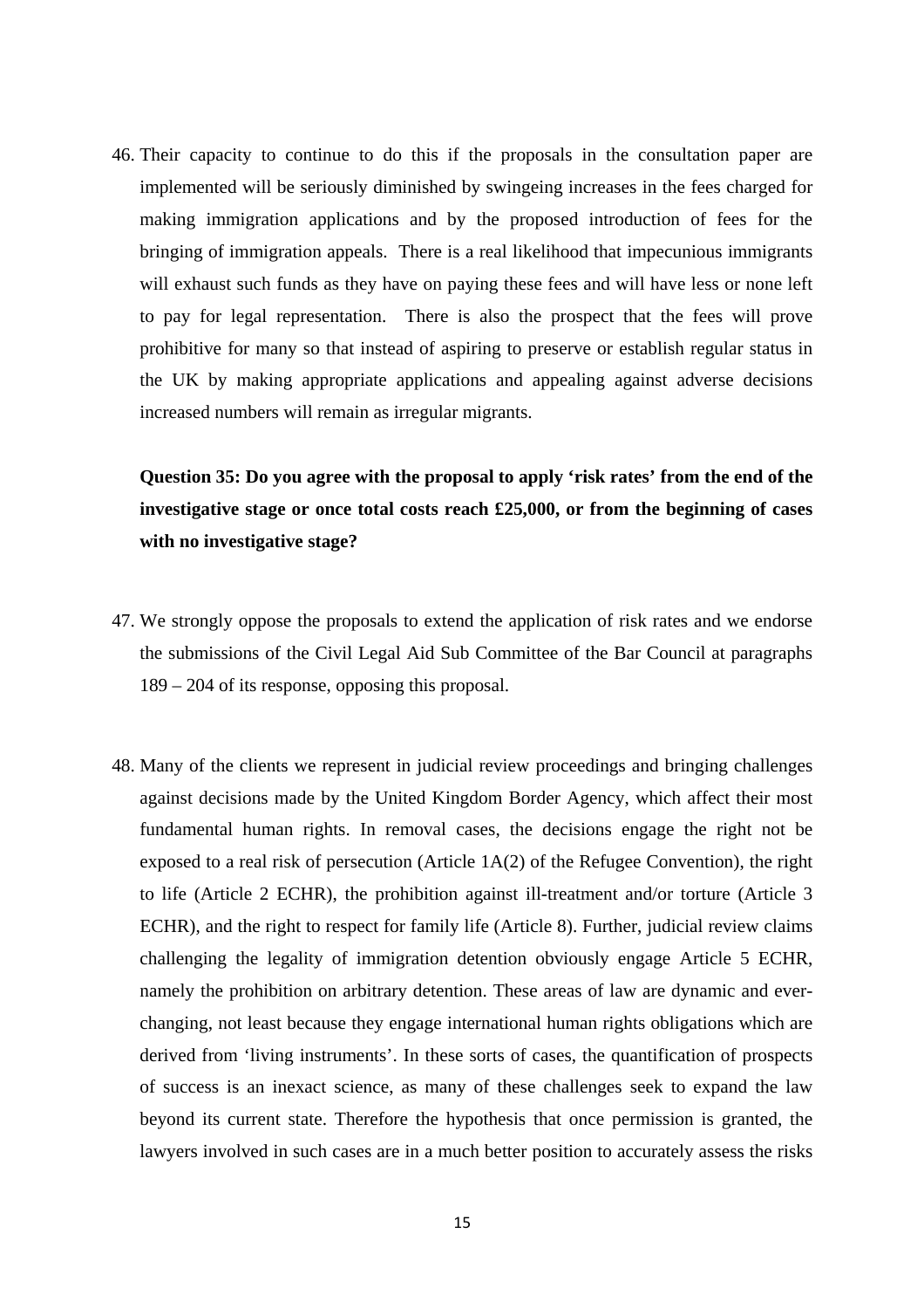46. Their capacity to continue to do this if the proposals in the consultation paper are implemented will be seriously diminished by swingeing increases in the fees charged for making immigration applications and by the proposed introduction of fees for the bringing of immigration appeals. There is a real likelihood that impecunious immigrants will exhaust such funds as they have on paying these fees and will have less or none left to pay for legal representation. There is also the prospect that the fees will prove prohibitive for many so that instead of aspiring to preserve or establish regular status in the UK by making appropriate applications and appealing against adverse decisions increased numbers will remain as irregular migrants.

**Question 35: Do you agree with the proposal to apply 'risk rates' from the end of the investigative stage or once total costs reach £25,000, or from the beginning of cases with no investigative stage?**

47. We strongly oppose the proposals to extend the application of risk rates and we endorse the submissions of the Civil Legal Aid Sub Committee of the Bar Council at paragraphs 189 – 204 of its response, opposing this proposal.

48. Many of the clients we represent in judicial review proceedings and bringing challenges against decisions made by the United Kingdom Border Agency, which affect their most fundamental human rights. In removal cases, the decisions engage the right not be exposed to a real risk of persecution (Article 1A(2) of the Refugee Convention), the right to life (Article 2 ECHR), the prohibition against ill-treatment and/or torture (Article 3 ECHR), and the right to respect for family life (Article 8). Further, judicial review claims challenging the legality of immigration detention obviously engage Article 5 ECHR, namely the prohibition on arbitrary detention. These areas of law are dynamic and ever-changing, not least because they engage international human rights obligations which are derived from 'living instruments'. In these sorts of cases, the quantification of prospects of success is an inexact science, as many of these challenges seek to expand the law beyond its current state. Therefore the hypothesis that once permission is granted, the lawyers involved in such cases are in a much better position to accurately assess the risks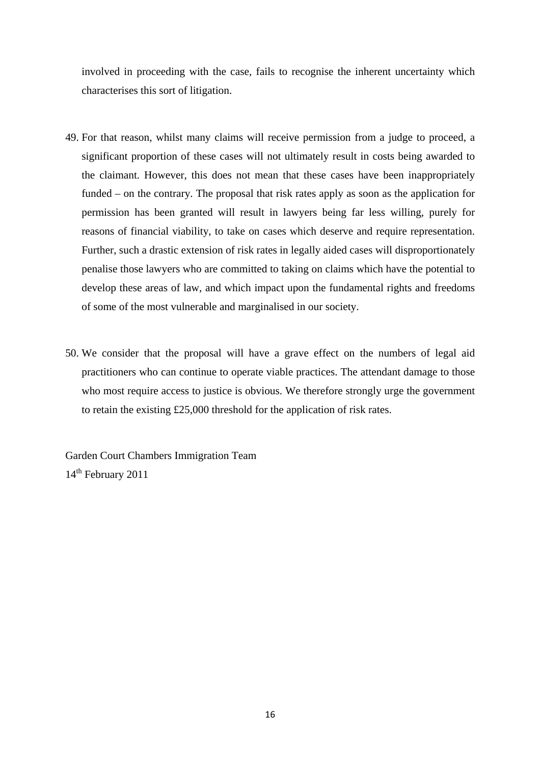involved in proceeding with the case, fails to recognise the inherent uncertainty which characterises this sort of litigation.

49. For that reason, whilst many claims will receive permission from a judge to proceed, a significant proportion of these cases will not ultimately result in costs being awarded to the claimant. However, this does not mean that these cases have been inappropriately funded – on the contrary. The proposal that risk rates apply as soon as the application for permission has been granted will result in lawyers being far less willing, purely for reasons of financial viability, to take on cases which deserve and require representation. Further, such a drastic extension of risk rates in legally aided cases will disproportionately penalise those lawyers who are committed to taking on claims which have the potential to develop these areas of law, and which impact upon the fundamental rights and freedoms of some of the most vulnerable and marginalised in our society.

50. We consider that the proposal will have a grave effect on the numbers of legal aid practitioners who can continue to operate viable practices. The attendant damage to those who most require access to justice is obvious. We therefore strongly urge the government to retain the existing £25,000 threshold for the application of risk rates.

Garden Court Chambers Immigration Team
14th February 2011